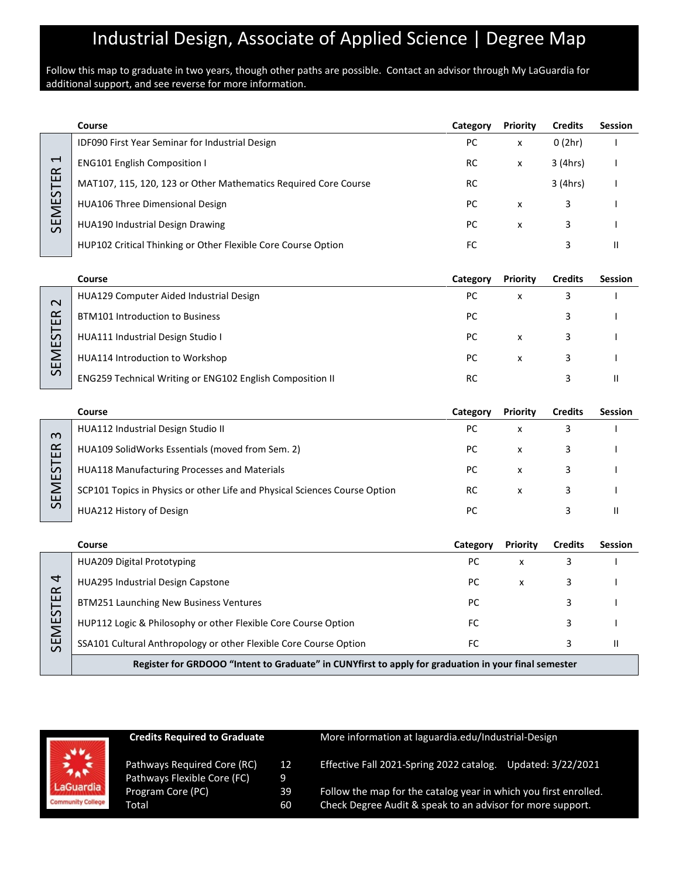# Industrial Design, Associate of Applied Science | Degree Map

Follow this map to graduate in two years, though other paths are possible. Contact an advisor through My LaGuardia for additional support, and see reverse for more information.

## SEMESTER 1

| Course | Category | Priority | Credits | Session |
|---|---|---|---|---|
| IDF090 First Year Seminar for Industrial Design | PC | x | 0 (2hr) | I |
| ENG101 English Composition I | RC | x | 3 (4hrs) | I |
| MAT107, 115, 120, 123 or Other Mathematics Required Core Course | RC | | 3 (4hrs) | I |
| HUA106 Three Dimensional Design | PC | x | 3 | I |
| HUA190 Industrial Design Drawing | PC | x | 3 | I |
| HUP102 Critical Thinking or Other Flexible Core Course Option | FC | | 3 | II |

## SEMESTER 2

| Course | Category | Priority | Credits | Session |
|---|---|---|---|---|
| HUA129 Computer Aided Industrial Design | PC | x | 3 | I |
| BTM101 Introduction to Business | PC | | 3 | I |
| HUA111 Industrial Design Studio I | PC | x | 3 | I |
| HUA114 Introduction to Workshop | PC | x | 3 | I |
| ENG259 Technical Writing or ENG102 English Composition II | RC | | 3 | II |

## SEMESTER 3

| Course | Category | Priority | Credits | Session |
|---|---|---|---|---|
| HUA112 Industrial Design Studio II | PC | x | 3 | I |
| HUA109 SolidWorks Essentials (moved from Sem. 2) | PC | x | 3 | I |
| HUA118 Manufacturing Processes and Materials | PC | x | 3 | I |
| SCP101 Topics in Physics or other Life and Physical Sciences Course Option | RC | x | 3 | I |
| HUA212 History of Design | PC | | 3 | II |

## SEMESTER 4

| Course | Category | Priority | Credits | Session |
|---|---|---|---|---|
| HUA209 Digital Prototyping | PC | x | 3 | I |
| HUA295 Industrial Design Capstone | PC | x | 3 | I |
| BTM251 Launching New Business Ventures | PC | | 3 | I |
| HUP112 Logic & Philosophy or other Flexible Core Course Option | FC | | 3 | I |
| SSA101 Cultural Anthropology or other Flexible Core Course Option | FC | | 3 | II |

**Register for GRDOOO "Intent to Graduate" in CUNYfirst to apply for graduation in your final semester**

LaGuardia Community College

**Credits Required to Graduate**

| | |
|---|---|
| Pathways Required Core (RC) | 12 |
| Pathways Flexible Core (FC) | 9 |
| Program Core (PC) | 39 |
| Total | 60 |

More information at laguardia.edu/Industrial-Design

Effective Fall 2021-Spring 2022 catalog. Updated: 3/22/2021

Follow the map for the catalog year in which you first enrolled. Check Degree Audit & speak to an advisor for more support.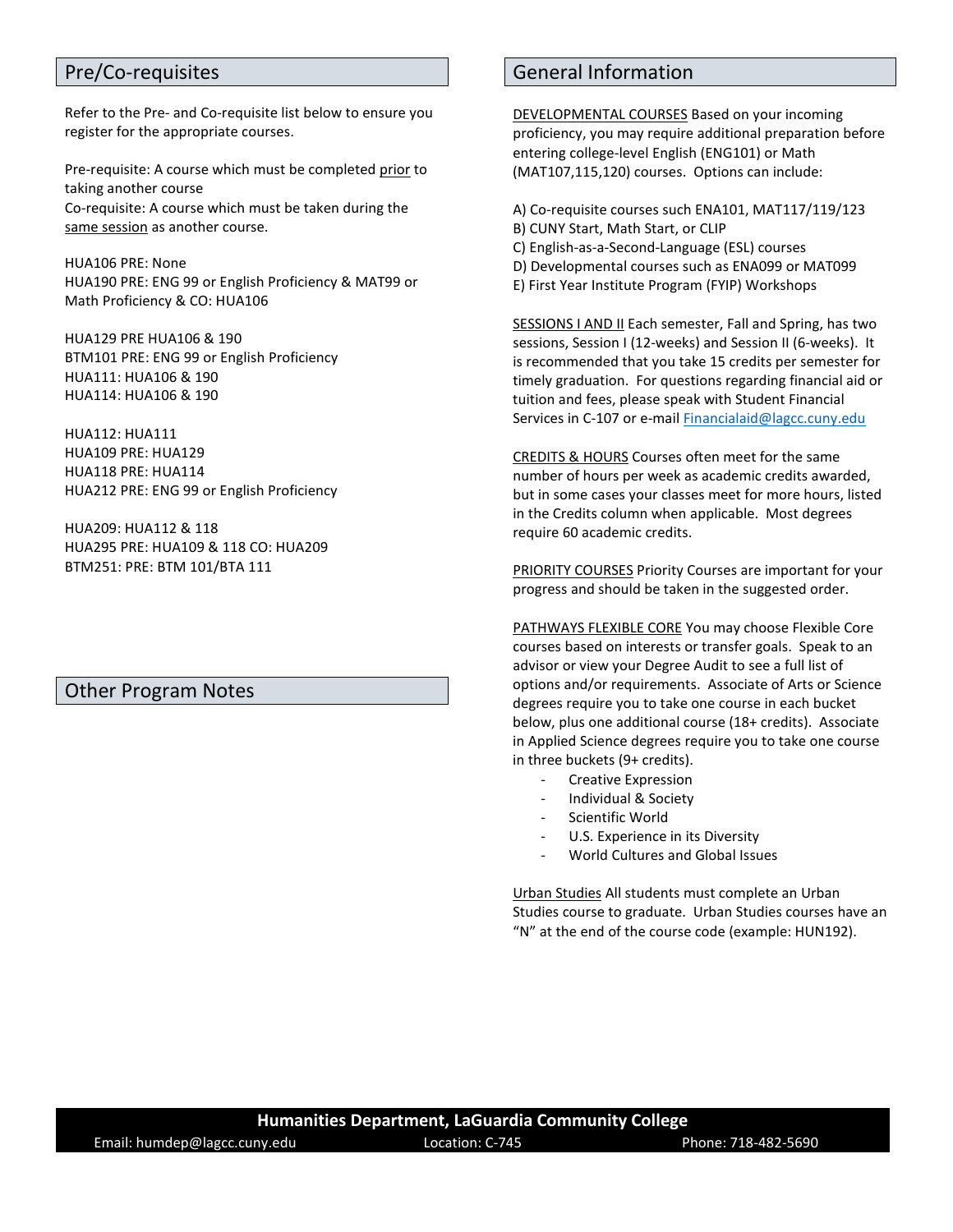## Pre/Co-requisites

Refer to the Pre- and Co-requisite list below to ensure you register for the appropriate courses.

Pre-requisite: A course which must be completed prior to taking another course
Co-requisite: A course which must be taken during the same session as another course.

HUA106 PRE: None
HUA190 PRE: ENG 99 or English Proficiency & MAT99 or Math Proficiency & CO: HUA106

HUA129 PRE HUA106 & 190
BTM101 PRE: ENG 99 or English Proficiency
HUA111: HUA106 & 190
HUA114: HUA106 & 190

HUA112: HUA111
HUA109 PRE: HUA129
HUA118 PRE: HUA114
HUA212 PRE: ENG 99 or English Proficiency

HUA209: HUA112 & 118
HUA295 PRE: HUA109 & 118 CO: HUA209
BTM251: PRE: BTM 101/BTA 111

## Other Program Notes

## General Information

DEVELOPMENTAL COURSES Based on your incoming proficiency, you may require additional preparation before entering college-level English (ENG101) or Math (MAT107,115,120) courses. Options can include:

A) Co-requisite courses such ENA101, MAT117/119/123
B) CUNY Start, Math Start, or CLIP
C) English-as-a-Second-Language (ESL) courses
D) Developmental courses such as ENA099 or MAT099
E) First Year Institute Program (FYIP) Workshops

SESSIONS I AND II Each semester, Fall and Spring, has two sessions, Session I (12-weeks) and Session II (6-weeks). It is recommended that you take 15 credits per semester for timely graduation. For questions regarding financial aid or tuition and fees, please speak with Student Financial Services in C-107 or e-mail Financialaid@lagcc.cuny.edu

CREDITS & HOURS Courses often meet for the same number of hours per week as academic credits awarded, but in some cases your classes meet for more hours, listed in the Credits column when applicable. Most degrees require 60 academic credits.

PRIORITY COURSES Priority Courses are important for your progress and should be taken in the suggested order.

PATHWAYS FLEXIBLE CORE You may choose Flexible Core courses based on interests or transfer goals. Speak to an advisor or view your Degree Audit to see a full list of options and/or requirements. Associate of Arts or Science degrees require you to take one course in each bucket below, plus one additional course (18+ credits). Associate in Applied Science degrees require you to take one course in three buckets (9+ credits).

- Creative Expression
- Individual & Society
- Scientific World
- U.S. Experience in its Diversity
- World Cultures and Global Issues

Urban Studies All students must complete an Urban Studies course to graduate. Urban Studies courses have an "N" at the end of the course code (example: HUN192).

**Humanities Department, LaGuardia Community College**

Email: humdep@lagcc.cuny.edu Location: C-745 Phone: 718-482-5690